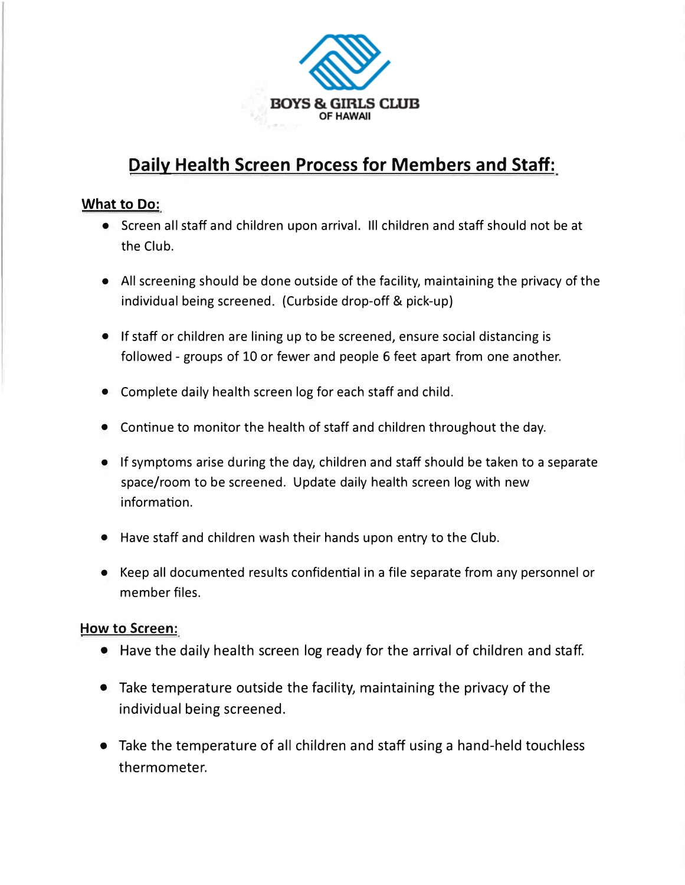BOYS & GIRLS CLUB
OF HAWAII

# Daily Health Screen Process for Members and Staff:

## What to Do:

- Screen all staff and children upon arrival. Ill children and staff should not be at the Club.
- All screening should be done outside of the facility, maintaining the privacy of the individual being screened. (Curbside drop-off & pick-up)
- If staff or children are lining up to be screened, ensure social distancing is followed - groups of 10 or fewer and people 6 feet apart from one another.
- Complete daily health screen log for each staff and child.
- Continue to monitor the health of staff and children throughout the day.
- If symptoms arise during the day, children and staff should be taken to a separate space/room to be screened. Update daily health screen log with new information.
- Have staff and children wash their hands upon entry to the Club.
- Keep all documented results confidential in a file separate from any personnel or member files.

## How to Screen:

- Have the daily health screen log ready for the arrival of children and staff.
- Take temperature outside the facility, maintaining the privacy of the individual being screened.
- Take the temperature of all children and staff using a hand-held touchless thermometer.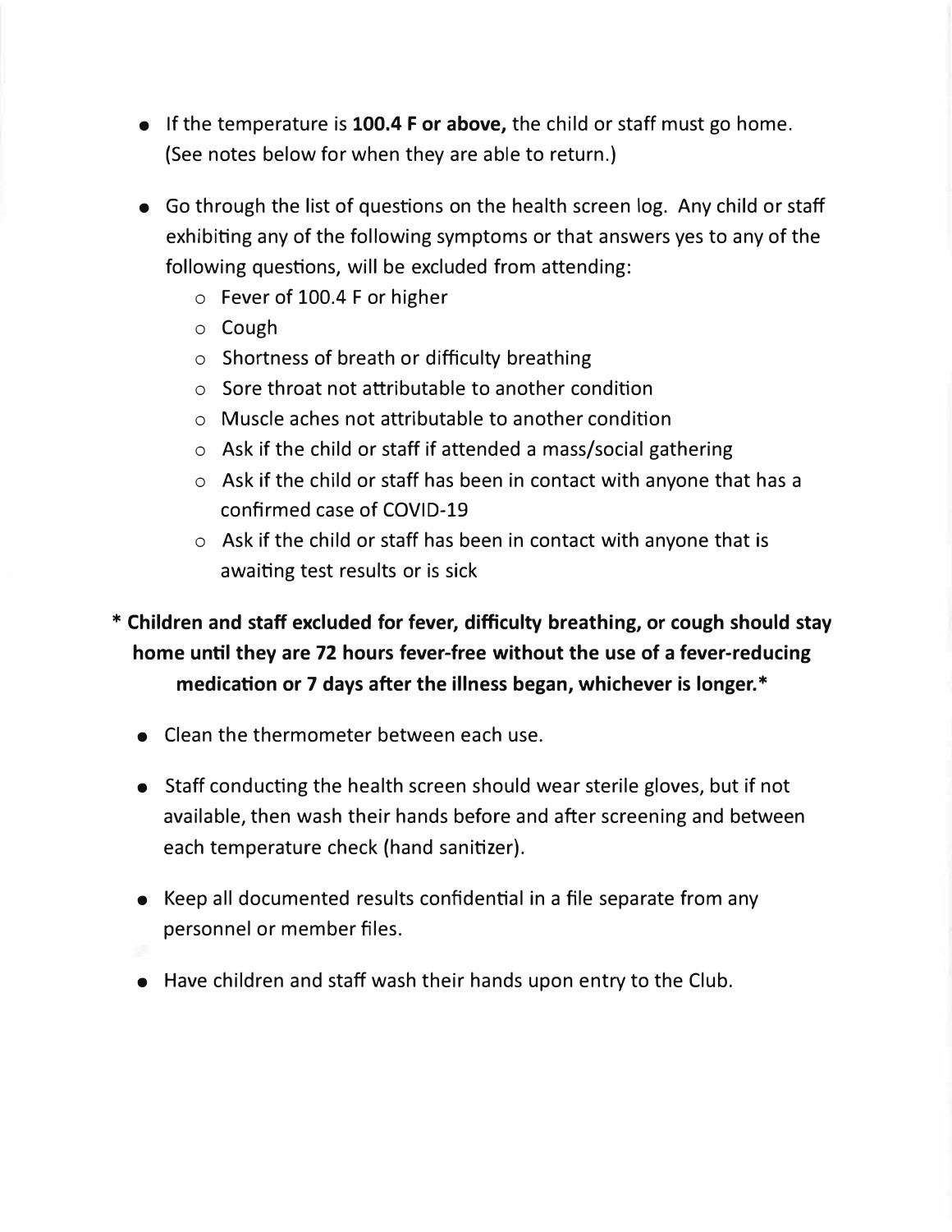- If the temperature is **100.4 F or above,** the child or staff must go home. (See notes below for when they are able to return.)
- Go through the list of questions on the health screen log. Any child or staff exhibiting any of the following symptoms or that answers yes to any of the following questions, will be excluded from attending:
  - Fever of 100.4 F or higher
  - Cough
  - Shortness of breath or difficulty breathing
  - Sore throat not attributable to another condition
  - Muscle aches not attributable to another condition
  - Ask if the child or staff if attended a mass/social gathering
  - Ask if the child or staff has been in contact with anyone that has a confirmed case of COVID-19
  - Ask if the child or staff has been in contact with anyone that is awaiting test results or is sick

**\* Children and staff excluded for fever, difficulty breathing, or cough should stay home until they are 72 hours fever-free without the use of a fever-reducing medication or 7 days after the illness began, whichever is longer.\***

- Clean the thermometer between each use.
- Staff conducting the health screen should wear sterile gloves, but if not available, then wash their hands before and after screening and between each temperature check (hand sanitizer).
- Keep all documented results confidential in a file separate from any personnel or member files.
- Have children and staff wash their hands upon entry to the Club.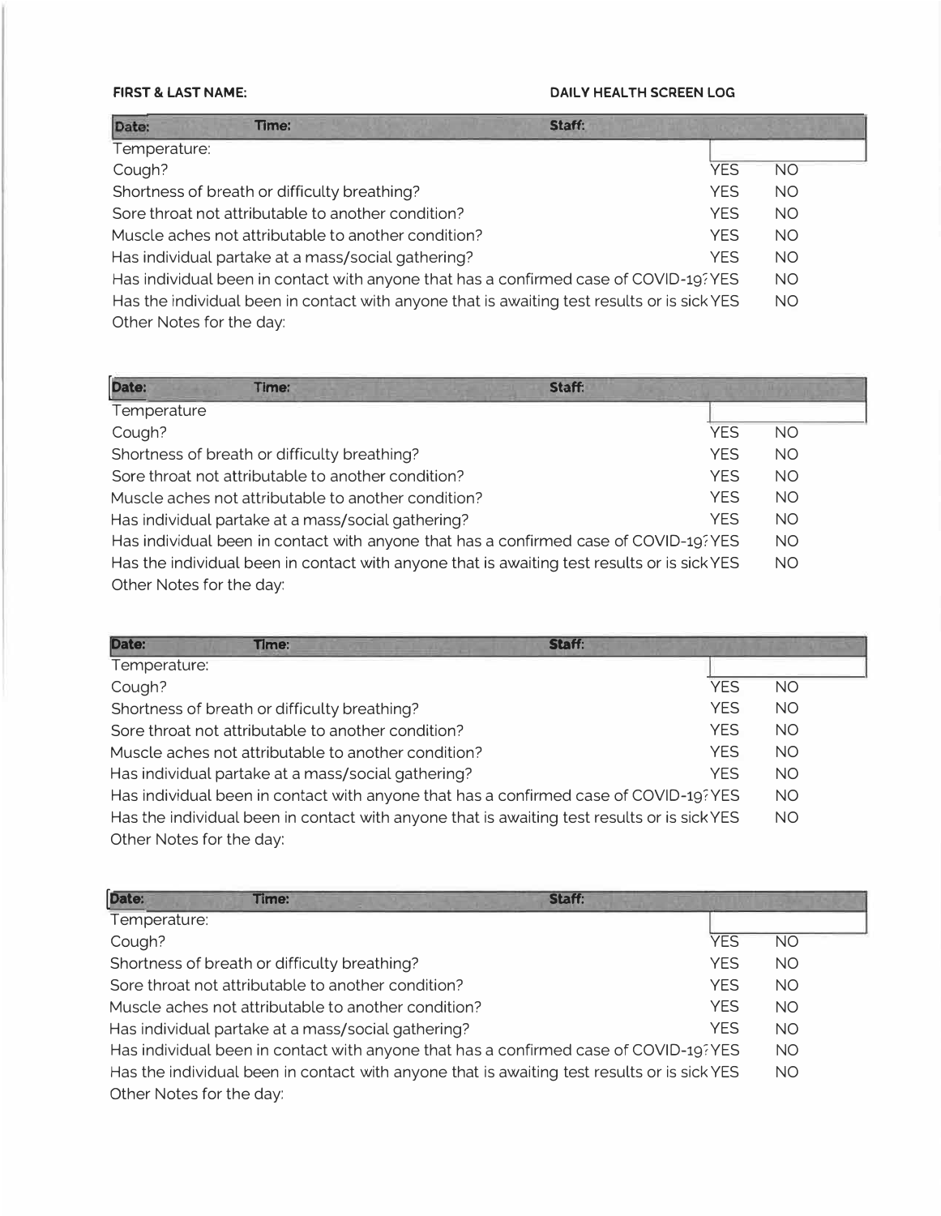**FIRST & LAST NAME:** **DAILY HEALTH SCREEN LOG**

| **Date:** **Time:** **Staff:** | | |
|---|---|---|
| Temperature: | | |
| Cough? | YES | NO |
| Shortness of breath or difficulty breathing? | YES | NO |
| Sore throat not attributable to another condition? | YES | NO |
| Muscle aches not attributable to another condition? | YES | NO |
| Has individual partake at a mass/social gathering? | YES | NO |
| Has individual been in contact with anyone that has a confirmed case of COVID-19? | YES | NO |
| Has the individual been in contact with anyone that is awaiting test results or is sick | YES | NO |
| Other Notes for the day: | | |

| **Date:** **Time:** **Staff:** | | |
|---|---|---|
| Temperature | | |
| Cough? | YES | NO |
| Shortness of breath or difficulty breathing? | YES | NO |
| Sore throat not attributable to another condition? | YES | NO |
| Muscle aches not attributable to another condition? | YES | NO |
| Has individual partake at a mass/social gathering? | YES | NO |
| Has individual been in contact with anyone that has a confirmed case of COVID-19? | YES | NO |
| Has the individual been in contact with anyone that is awaiting test results or is sick | YES | NO |
| Other Notes for the day: | | |

| **Date:** **Time:** **Staff:** | | |
|---|---|---|
| Temperature: | | |
| Cough? | YES | NO |
| Shortness of breath or difficulty breathing? | YES | NO |
| Sore throat not attributable to another condition? | YES | NO |
| Muscle aches not attributable to another condition? | YES | NO |
| Has individual partake at a mass/social gathering? | YES | NO |
| Has individual been in contact with anyone that has a confirmed case of COVID-19? | YES | NO |
| Has the individual been in contact with anyone that is awaiting test results or is sick | YES | NO |
| Other Notes for the day: | | |

| **Date:** **Time:** **Staff:** | | |
|---|---|---|
| Temperature: | | |
| Cough? | YES | NO |
| Shortness of breath or difficulty breathing? | YES | NO |
| Sore throat not attributable to another condition? | YES | NO |
| Muscle aches not attributable to another condition? | YES | NO |
| Has individual partake at a mass/social gathering? | YES | NO |
| Has individual been in contact with anyone that has a confirmed case of COVID-19? | YES | NO |
| Has the individual been in contact with anyone that is awaiting test results or is sick | YES | NO |
| Other Notes for the day: | | |